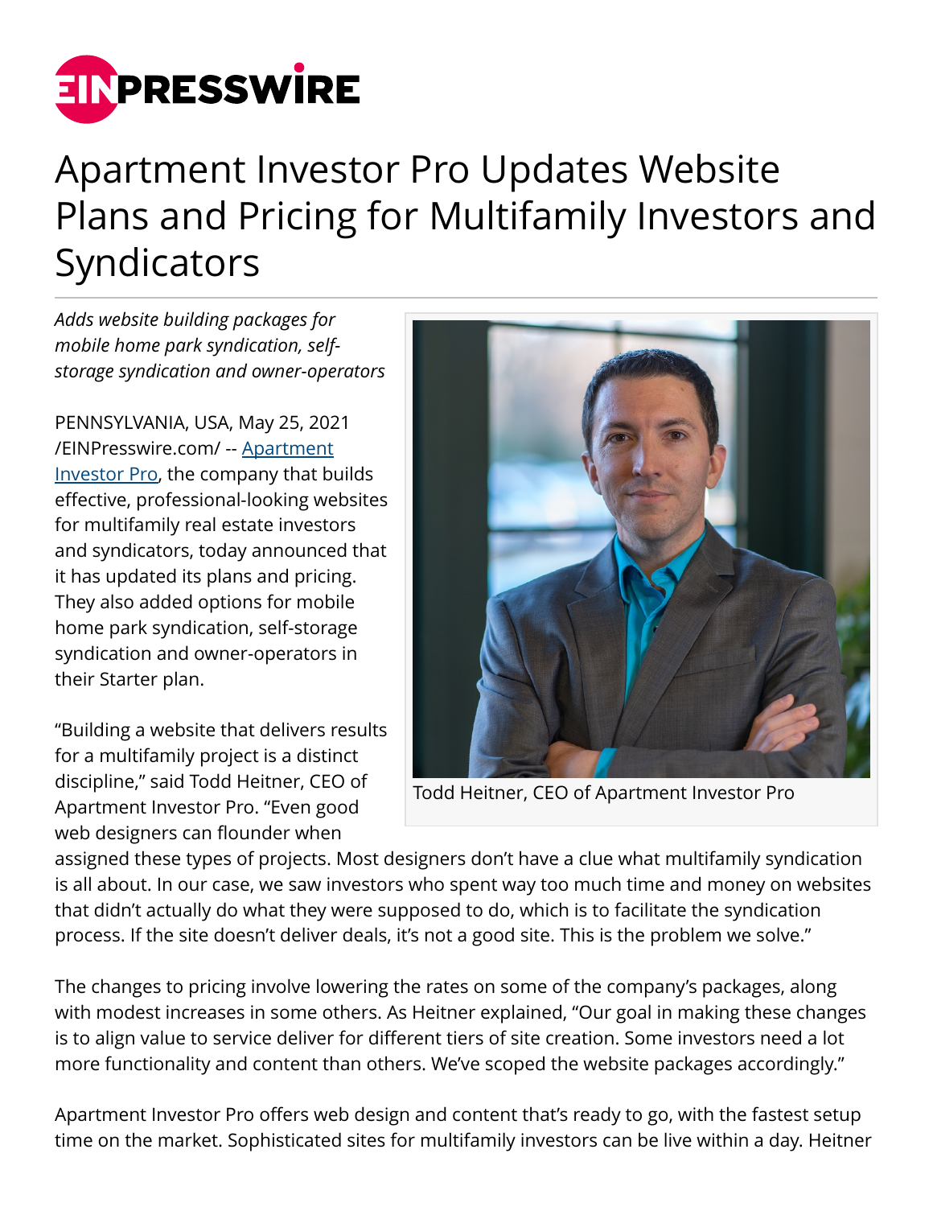# Apartment Investor Pro Updates Website Plans and Pricing for Multifamily Investors and Syndicators

*Adds website building packages for mobile home park syndication, self-storage syndication and owner-operators*

PENNSYLVANIA, USA, May 25, 2021 /EINPresswire.com/ -- Apartment Investor Pro, the company that builds effective, professional-looking websites for multifamily real estate investors and syndicators, today announced that it has updated its plans and pricing. They also added options for mobile home park syndication, self-storage syndication and owner-operators in their Starter plan.

Todd Heitner, CEO of Apartment Investor Pro

"Building a website that delivers results for a multifamily project is a distinct discipline," said Todd Heitner, CEO of Apartment Investor Pro. "Even good web designers can flounder when assigned these types of projects. Most designers don't have a clue what multifamily syndication is all about. In our case, we saw investors who spent way too much time and money on websites that didn't actually do what they were supposed to do, which is to facilitate the syndication process. If the site doesn't deliver deals, it's not a good site. This is the problem we solve."

The changes to pricing involve lowering the rates on some of the company's packages, along with modest increases in some others. As Heitner explained, "Our goal in making these changes is to align value to service deliver for different tiers of site creation. Some investors need a lot more functionality and content than others. We've scoped the website packages accordingly."

Apartment Investor Pro offers web design and content that's ready to go, with the fastest setup time on the market. Sophisticated sites for multifamily investors can be live within a day. Heitner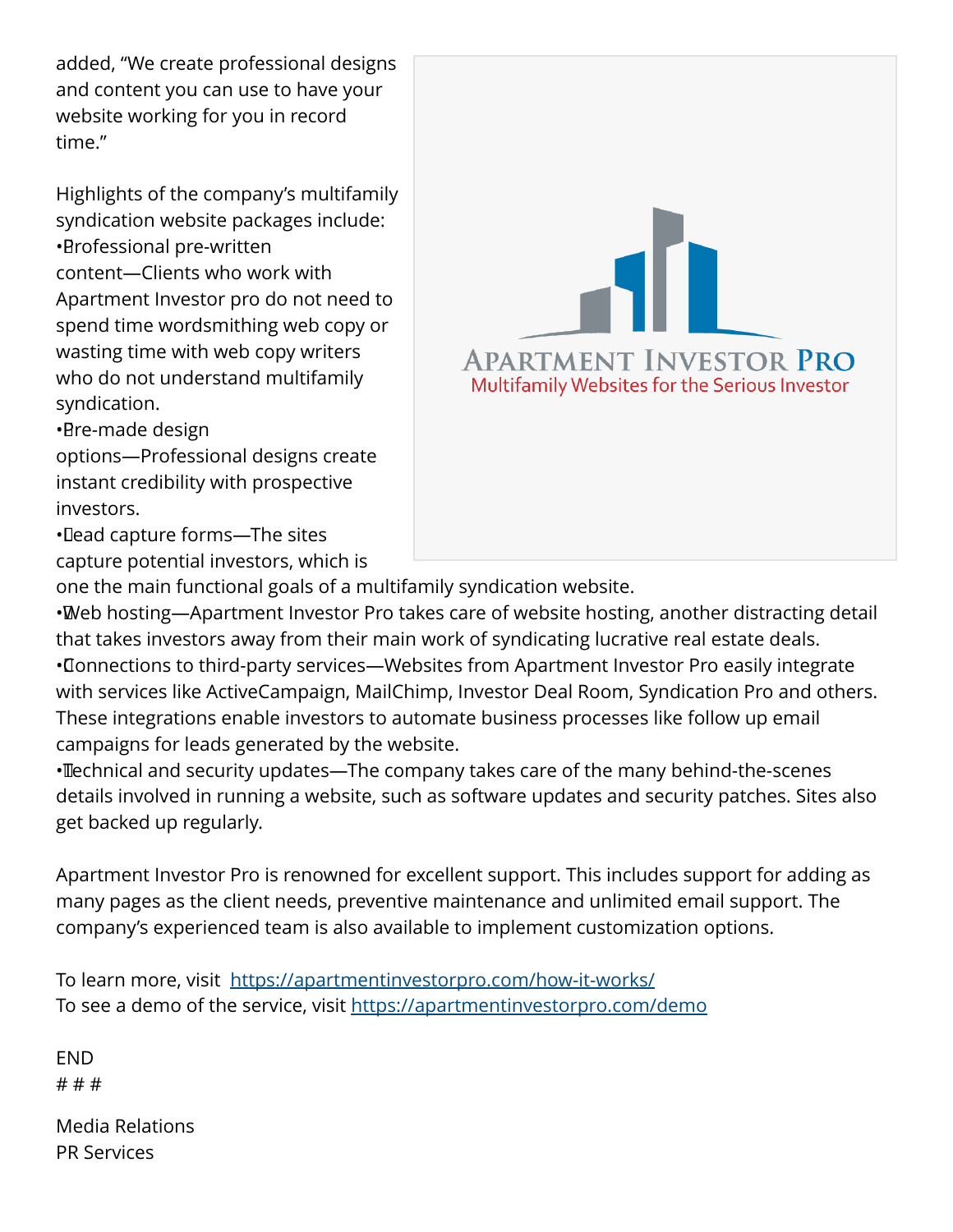added, "We create professional designs and content you can use to have your website working for you in record time."

Highlights of the company's multifamily syndication website packages include:

- Professional pre-written content—Clients who work with Apartment Investor pro do not need to spend time wordsmithing web copy or wasting time with web copy writers who do not understand multifamily syndication.
- Pre-made design options—Professional designs create instant credibility with prospective investors.
- Lead capture forms—The sites capture potential investors, which is one the main functional goals of a multifamily syndication website.
- Web hosting—Apartment Investor Pro takes care of website hosting, another distracting detail that takes investors away from their main work of syndicating lucrative real estate deals.
- Connections to third-party services—Websites from Apartment Investor Pro easily integrate with services like ActiveCampaign, MailChimp, Investor Deal Room, Syndication Pro and others. These integrations enable investors to automate business processes like follow up email campaigns for leads generated by the website.
- Technical and security updates—The company takes care of the many behind-the-scenes details involved in running a website, such as software updates and security patches. Sites also get backed up regularly.

Apartment Investor Pro is renowned for excellent support. This includes support for adding as many pages as the client needs, preventive maintenance and unlimited email support. The company's experienced team is also available to implement customization options.

To learn more, visit https://apartmentinvestorpro.com/how-it-works/
To see a demo of the service, visit https://apartmentinvestorpro.com/demo

END
# # #

Media Relations
PR Services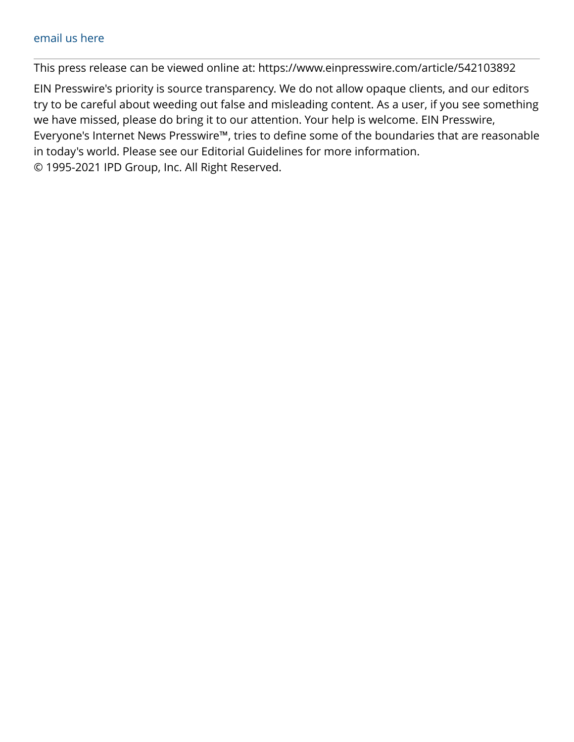email us here

---

This press release can be viewed online at: https://www.einpresswire.com/article/542103892

EIN Presswire's priority is source transparency. We do not allow opaque clients, and our editors try to be careful about weeding out false and misleading content. As a user, if you see something we have missed, please do bring it to our attention. Your help is welcome. EIN Presswire, Everyone's Internet News Presswire™, tries to define some of the boundaries that are reasonable in today's world. Please see our Editorial Guidelines for more information.
© 1995-2021 IPD Group, Inc. All Right Reserved.